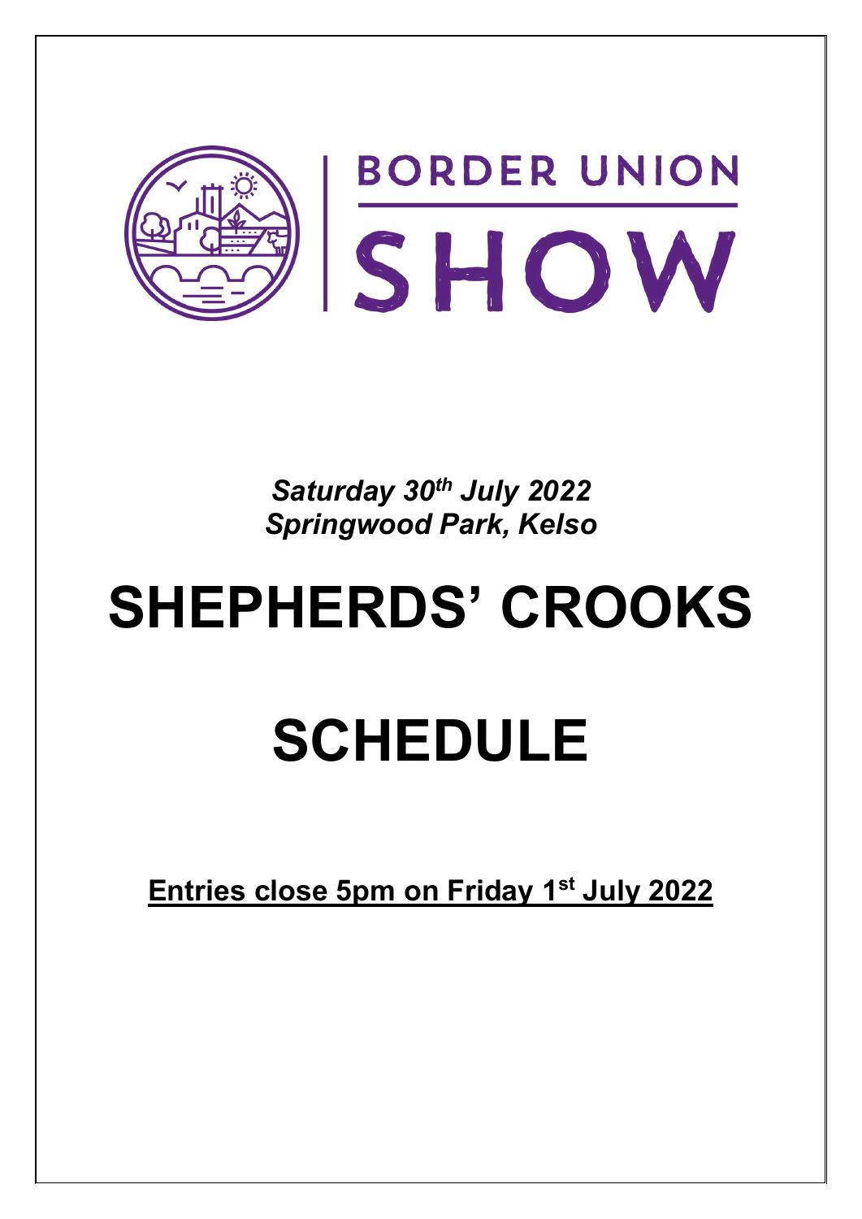**BORDER UNION**

# SHOW

***Saturday 30th July 2022***
***Springwood Park, Kelso***

# SHEPHERDS' CROOKS

# SCHEDULE

**Entries close 5pm on Friday 1st July 2022**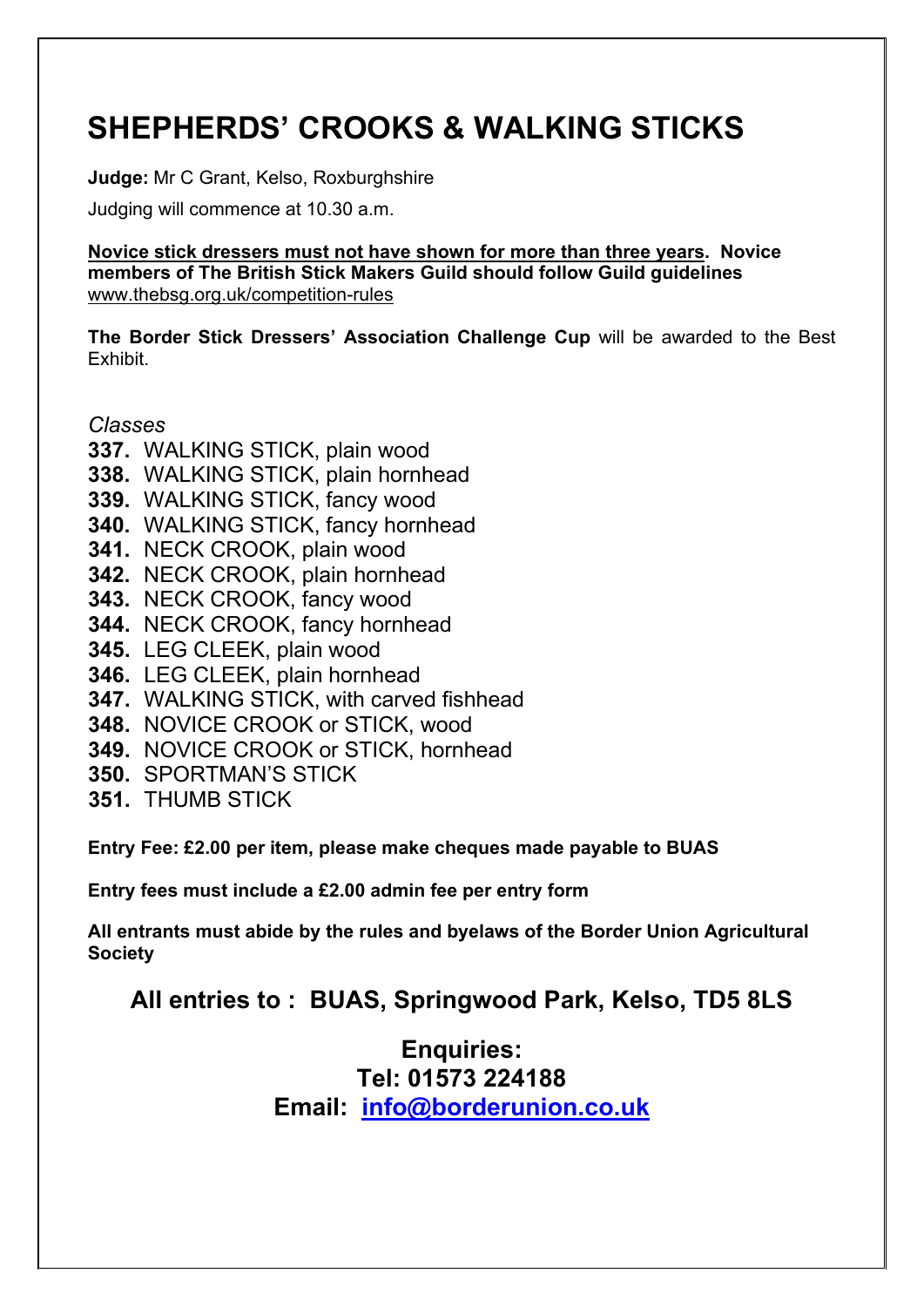# SHEPHERDS' CROOKS & WALKING STICKS

**Judge:** Mr C Grant, Kelso, Roxburghshire

Judging will commence at 10.30 a.m.

**Novice stick dressers must not have shown for more than three years. Novice members of The British Stick Makers Guild should follow Guild guidelines** www.thebsg.org.uk/competition-rules

**The Border Stick Dressers' Association Challenge Cup** will be awarded to the Best Exhibit.

*Classes*

**337.** WALKING STICK, plain wood
**338.** WALKING STICK, plain hornhead
**339.** WALKING STICK, fancy wood
**340.** WALKING STICK, fancy hornhead
**341.** NECK CROOK, plain wood
**342.** NECK CROOK, plain hornhead
**343.** NECK CROOK, fancy wood
**344.** NECK CROOK, fancy hornhead
**345.** LEG CLEEK, plain wood
**346.** LEG CLEEK, plain hornhead
**347.** WALKING STICK, with carved fishhead
**348.** NOVICE CROOK or STICK, wood
**349.** NOVICE CROOK or STICK, hornhead
**350.** SPORTMAN'S STICK
**351.** THUMB STICK

**Entry Fee: £2.00 per item, please make cheques made payable to BUAS**

**Entry fees must include a £2.00 admin fee per entry form**

**All entrants must abide by the rules and byelaws of the Border Union Agricultural Society**

## All entries to : BUAS, Springwood Park, Kelso, TD5 8LS

**Enquiries:**
**Tel: 01573 224188**
**Email: info@borderunion.co.uk**